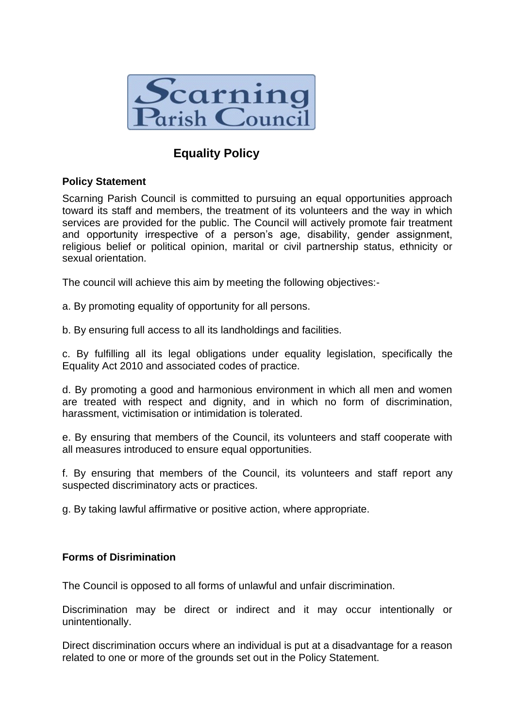Scarning Parish Council

# Equality Policy

### Policy Statement

Scarning Parish Council is committed to pursuing an equal opportunities approach toward its staff and members, the treatment of its volunteers and the way in which services are provided for the public. The Council will actively promote fair treatment and opportunity irrespective of a person's age, disability, gender assignment, religious belief or political opinion, marital or civil partnership status, ethnicity or sexual orientation.

The council will achieve this aim by meeting the following objectives:-

a. By promoting equality of opportunity for all persons.

b. By ensuring full access to all its landholdings and facilities.

c. By fulfilling all its legal obligations under equality legislation, specifically the Equality Act 2010 and associated codes of practice.

d. By promoting a good and harmonious environment in which all men and women are treated with respect and dignity, and in which no form of discrimination, harassment, victimisation or intimidation is tolerated.

e. By ensuring that members of the Council, its volunteers and staff cooperate with all measures introduced to ensure equal opportunities.

f. By ensuring that members of the Council, its volunteers and staff report any suspected discriminatory acts or practices.

g. By taking lawful affirmative or positive action, where appropriate.

### Forms of Disrimination

The Council is opposed to all forms of unlawful and unfair discrimination.

Discrimination may be direct or indirect and it may occur intentionally or unintentionally.

Direct discrimination occurs where an individual is put at a disadvantage for a reason related to one or more of the grounds set out in the Policy Statement.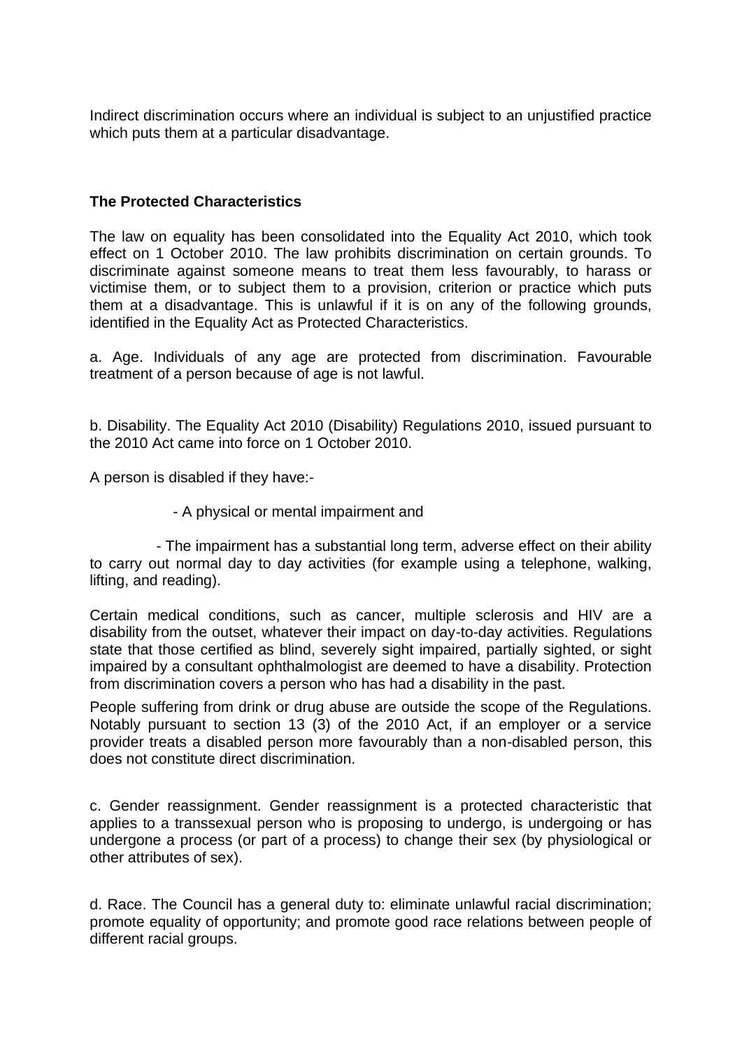Indirect discrimination occurs where an individual is subject to an unjustified practice which puts them at a particular disadvantage.

**The Protected Characteristics**

The law on equality has been consolidated into the Equality Act 2010, which took effect on 1 October 2010. The law prohibits discrimination on certain grounds. To discriminate against someone means to treat them less favourably, to harass or victimise them, or to subject them to a provision, criterion or practice which puts them at a disadvantage. This is unlawful if it is on any of the following grounds, identified in the Equality Act as Protected Characteristics.

a. Age. Individuals of any age are protected from discrimination. Favourable treatment of a person because of age is not lawful.

b. Disability. The Equality Act 2010 (Disability) Regulations 2010, issued pursuant to the 2010 Act came into force on 1 October 2010.

A person is disabled if they have:-

- A physical or mental impairment and
- The impairment has a substantial long term, adverse effect on their ability to carry out normal day to day activities (for example using a telephone, walking, lifting, and reading).

Certain medical conditions, such as cancer, multiple sclerosis and HIV are a disability from the outset, whatever their impact on day-to-day activities. Regulations state that those certified as blind, severely sight impaired, partially sighted, or sight impaired by a consultant ophthalmologist are deemed to have a disability. Protection from discrimination covers a person who has had a disability in the past.

People suffering from drink or drug abuse are outside the scope of the Regulations. Notably pursuant to section 13 (3) of the 2010 Act, if an employer or a service provider treats a disabled person more favourably than a non-disabled person, this does not constitute direct discrimination.

c. Gender reassignment. Gender reassignment is a protected characteristic that applies to a transsexual person who is proposing to undergo, is undergoing or has undergone a process (or part of a process) to change their sex (by physiological or other attributes of sex).

d. Race. The Council has a general duty to: eliminate unlawful racial discrimination; promote equality of opportunity; and promote good race relations between people of different racial groups.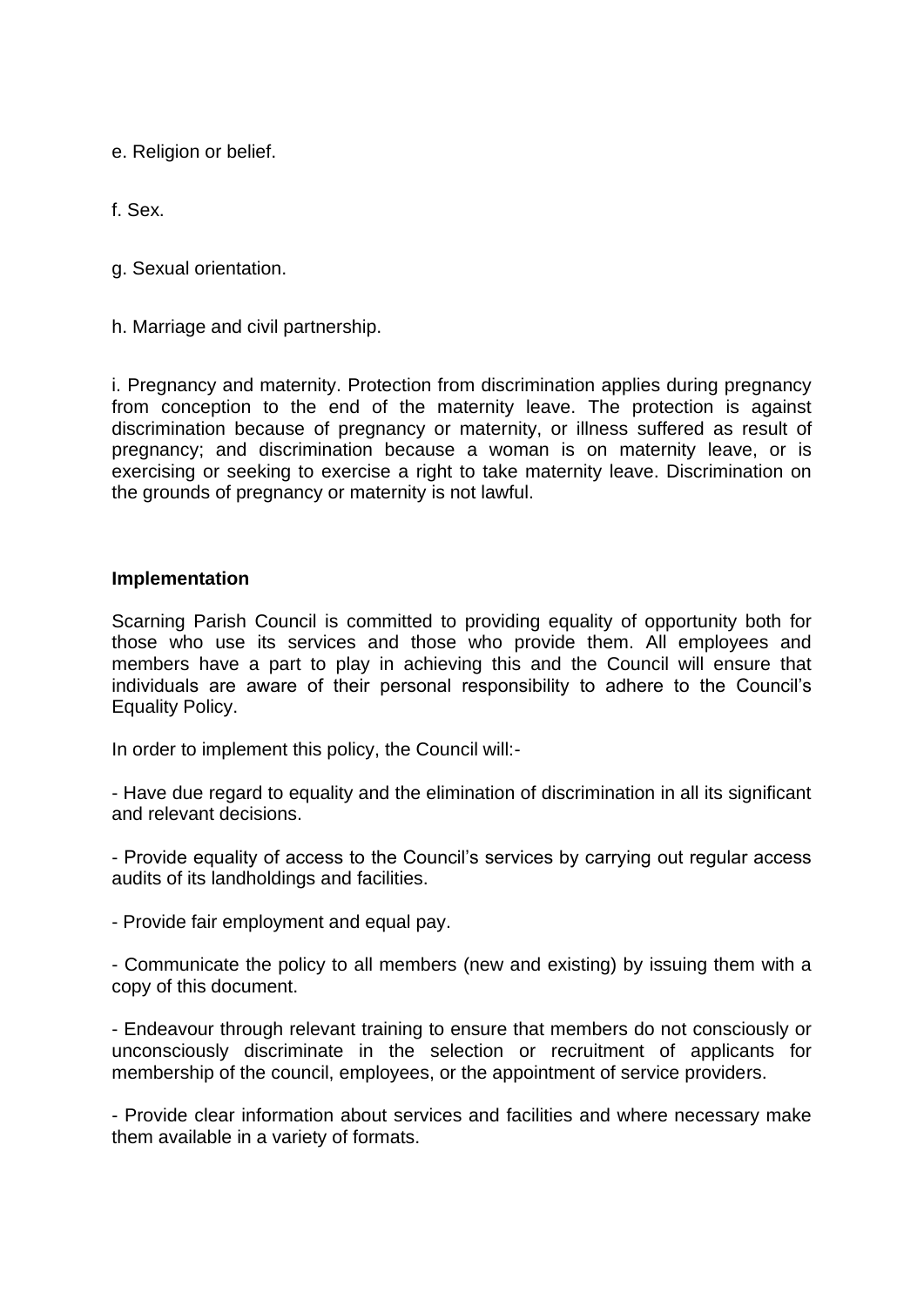e. Religion or belief.

f. Sex.

g. Sexual orientation.

h. Marriage and civil partnership.

i. Pregnancy and maternity. Protection from discrimination applies during pregnancy from conception to the end of the maternity leave. The protection is against discrimination because of pregnancy or maternity, or illness suffered as result of pregnancy; and discrimination because a woman is on maternity leave, or is exercising or seeking to exercise a right to take maternity leave. Discrimination on the grounds of pregnancy or maternity is not lawful.

**Implementation**

Scarning Parish Council is committed to providing equality of opportunity both for those who use its services and those who provide them. All employees and members have a part to play in achieving this and the Council will ensure that individuals are aware of their personal responsibility to adhere to the Council's Equality Policy.

In order to implement this policy, the Council will:-

- Have due regard to equality and the elimination of discrimination in all its significant and relevant decisions.

- Provide equality of access to the Council's services by carrying out regular access audits of its landholdings and facilities.

- Provide fair employment and equal pay.

- Communicate the policy to all members (new and existing) by issuing them with a copy of this document.

- Endeavour through relevant training to ensure that members do not consciously or unconsciously discriminate in the selection or recruitment of applicants for membership of the council, employees, or the appointment of service providers.

- Provide clear information about services and facilities and where necessary make them available in a variety of formats.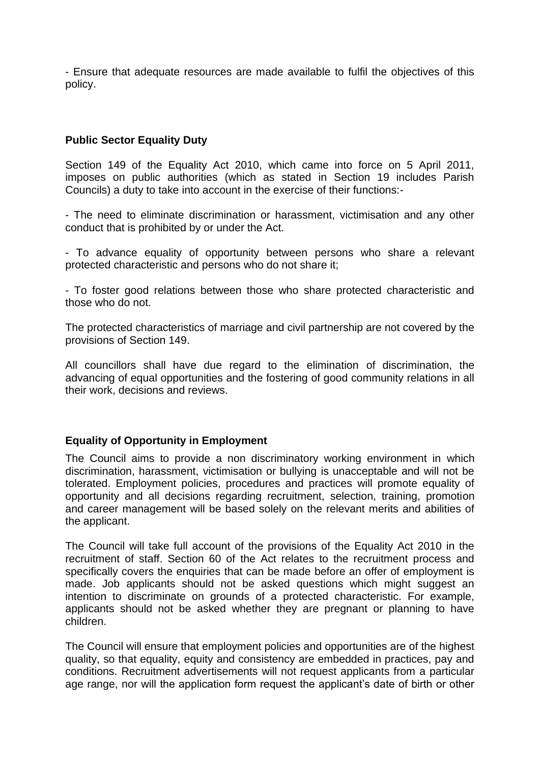- Ensure that adequate resources are made available to fulfil the objectives of this policy.

**Public Sector Equality Duty**

Section 149 of the Equality Act 2010, which came into force on 5 April 2011, imposes on public authorities (which as stated in Section 19 includes Parish Councils) a duty to take into account in the exercise of their functions:-

- The need to eliminate discrimination or harassment, victimisation and any other conduct that is prohibited by or under the Act.

- To advance equality of opportunity between persons who share a relevant protected characteristic and persons who do not share it;

- To foster good relations between those who share protected characteristic and those who do not.

The protected characteristics of marriage and civil partnership are not covered by the provisions of Section 149.

All councillors shall have due regard to the elimination of discrimination, the advancing of equal opportunities and the fostering of good community relations in all their work, decisions and reviews.

**Equality of Opportunity in Employment**

The Council aims to provide a non discriminatory working environment in which discrimination, harassment, victimisation or bullying is unacceptable and will not be tolerated. Employment policies, procedures and practices will promote equality of opportunity and all decisions regarding recruitment, selection, training, promotion and career management will be based solely on the relevant merits and abilities of the applicant.

The Council will take full account of the provisions of the Equality Act 2010 in the recruitment of staff. Section 60 of the Act relates to the recruitment process and specifically covers the enquiries that can be made before an offer of employment is made. Job applicants should not be asked questions which might suggest an intention to discriminate on grounds of a protected characteristic. For example, applicants should not be asked whether they are pregnant or planning to have children.

The Council will ensure that employment policies and opportunities are of the highest quality, so that equality, equity and consistency are embedded in practices, pay and conditions. Recruitment advertisements will not request applicants from a particular age range, nor will the application form request the applicant's date of birth or other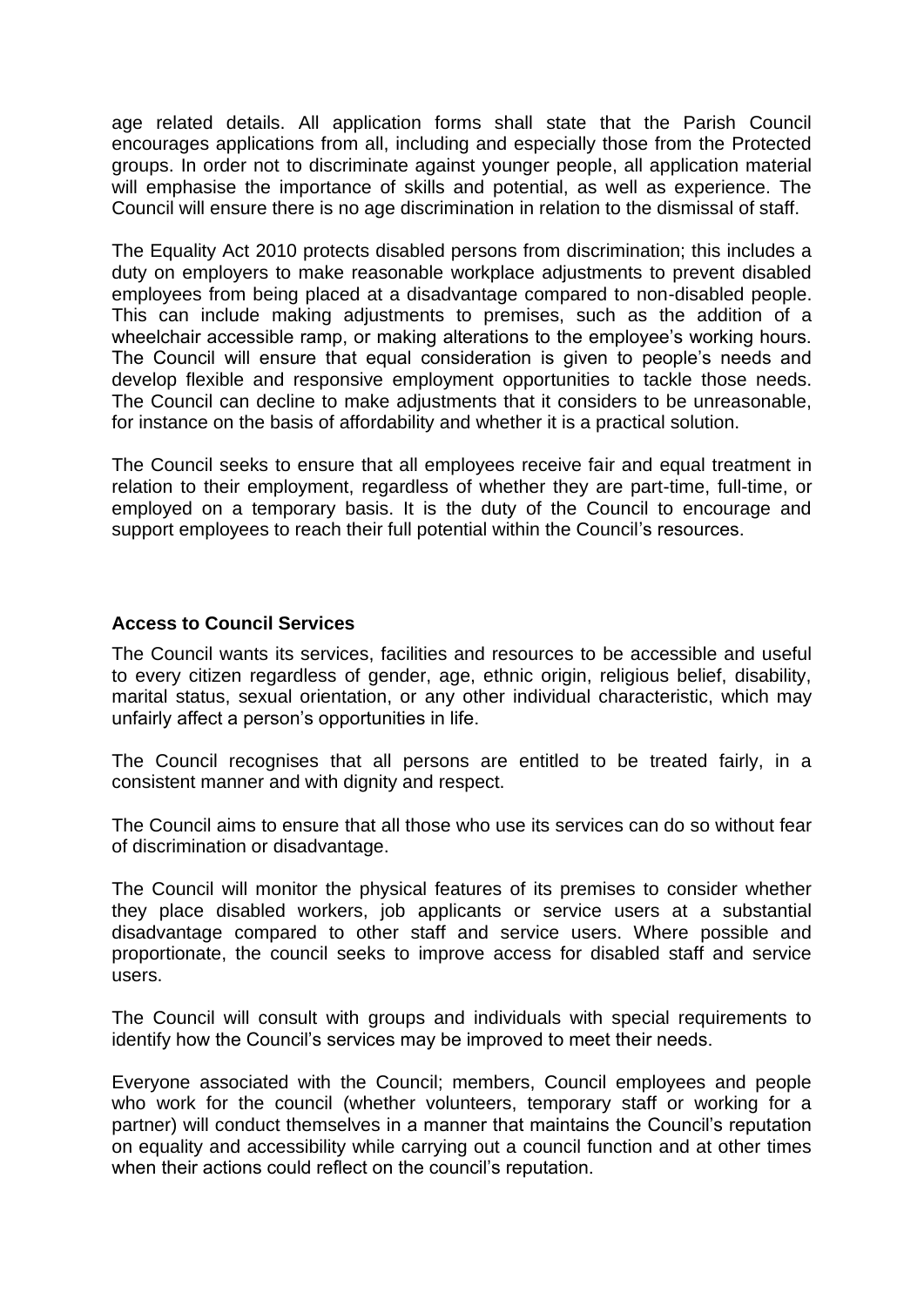age related details. All application forms shall state that the Parish Council encourages applications from all, including and especially those from the Protected groups. In order not to discriminate against younger people, all application material will emphasise the importance of skills and potential, as well as experience. The Council will ensure there is no age discrimination in relation to the dismissal of staff.

The Equality Act 2010 protects disabled persons from discrimination; this includes a duty on employers to make reasonable workplace adjustments to prevent disabled employees from being placed at a disadvantage compared to non-disabled people. This can include making adjustments to premises, such as the addition of a wheelchair accessible ramp, or making alterations to the employee's working hours. The Council will ensure that equal consideration is given to people's needs and develop flexible and responsive employment opportunities to tackle those needs. The Council can decline to make adjustments that it considers to be unreasonable, for instance on the basis of affordability and whether it is a practical solution.

The Council seeks to ensure that all employees receive fair and equal treatment in relation to their employment, regardless of whether they are part-time, full-time, or employed on a temporary basis. It is the duty of the Council to encourage and support employees to reach their full potential within the Council's resources.

**Access to Council Services**

The Council wants its services, facilities and resources to be accessible and useful to every citizen regardless of gender, age, ethnic origin, religious belief, disability, marital status, sexual orientation, or any other individual characteristic, which may unfairly affect a person's opportunities in life.

The Council recognises that all persons are entitled to be treated fairly, in a consistent manner and with dignity and respect.

The Council aims to ensure that all those who use its services can do so without fear of discrimination or disadvantage.

The Council will monitor the physical features of its premises to consider whether they place disabled workers, job applicants or service users at a substantial disadvantage compared to other staff and service users. Where possible and proportionate, the council seeks to improve access for disabled staff and service users.

The Council will consult with groups and individuals with special requirements to identify how the Council's services may be improved to meet their needs.

Everyone associated with the Council; members, Council employees and people who work for the council (whether volunteers, temporary staff or working for a partner) will conduct themselves in a manner that maintains the Council's reputation on equality and accessibility while carrying out a council function and at other times when their actions could reflect on the council's reputation.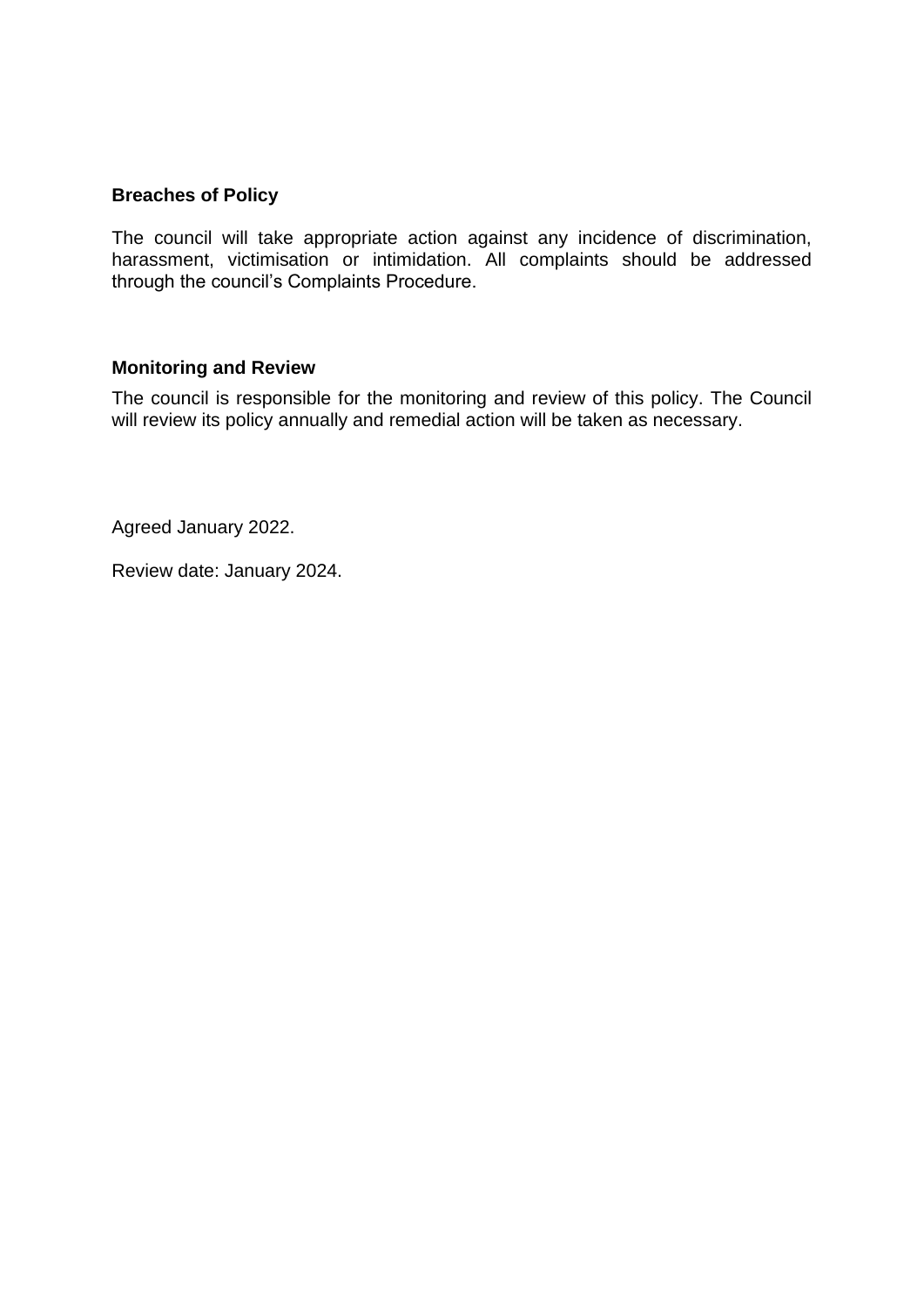**Breaches of Policy**

The council will take appropriate action against any incidence of discrimination, harassment, victimisation or intimidation. All complaints should be addressed through the council's Complaints Procedure.

**Monitoring and Review**

The council is responsible for the monitoring and review of this policy. The Council will review its policy annually and remedial action will be taken as necessary.

Agreed January 2022.

Review date: January 2024.